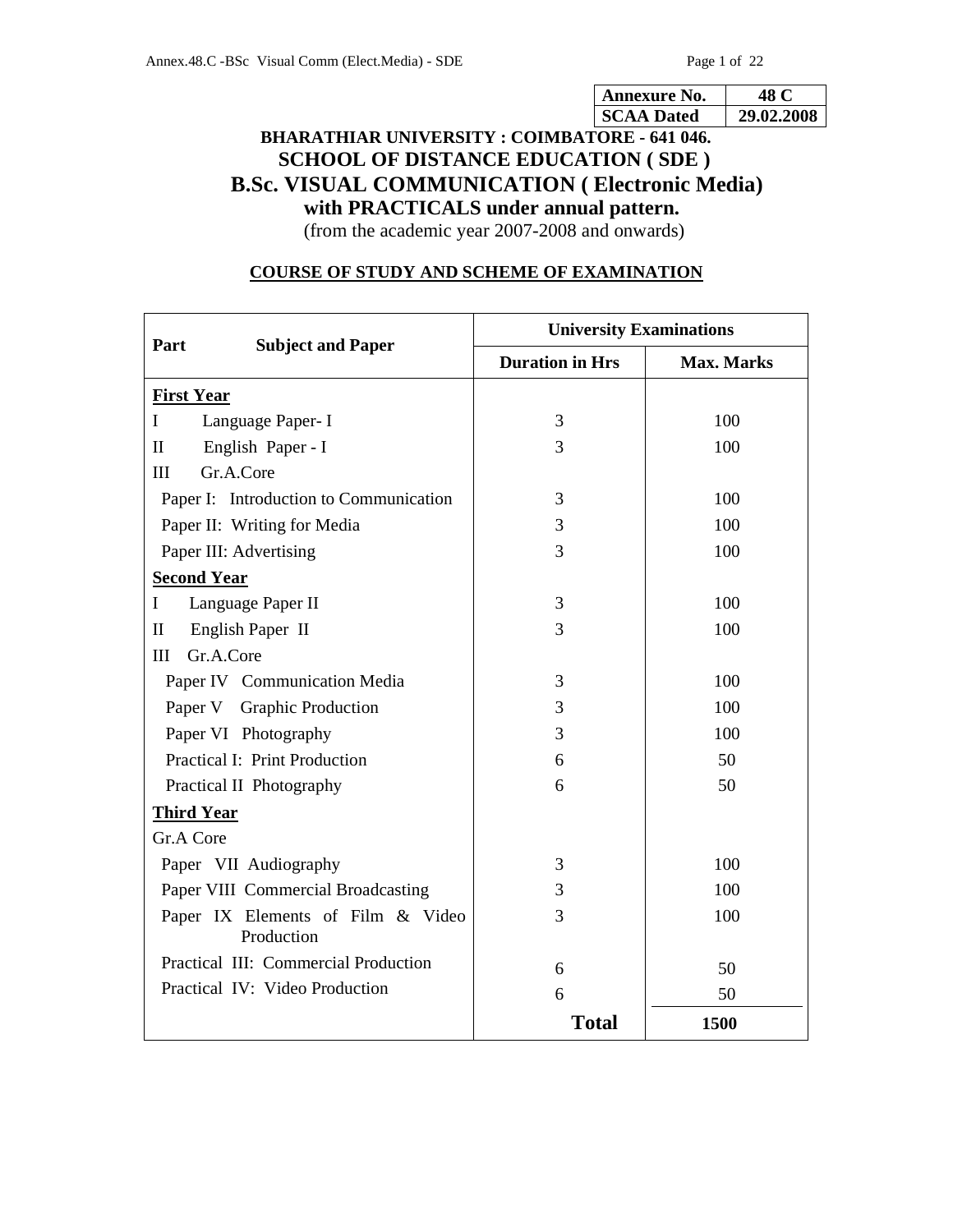| Annexure No. | 48 C |
| --- | --- |
| SCAA Dated | 29.02.2008 |

# BHARATHIAR UNIVERSITY : COIMBATORE - 641 046.
## SCHOOL OF DISTANCE EDUCATION ( SDE )
## B.Sc. VISUAL COMMUNICATION ( Electronic Media)
### with PRACTICALS under annual pattern.

(from the academic year 2007-2008 and onwards)

### COURSE OF STUDY AND SCHEME OF EXAMINATION

| Part Subject and Paper | University Examinations | |
| --- | --- | --- |
| | Duration in Hrs | Max. Marks |
| **First Year** | | |
| I Language Paper- I | 3 | 100 |
| II English Paper - I | 3 | 100 |
| III Gr.A.Core | | |
| Paper I: Introduction to Communication | 3 | 100 |
| Paper II: Writing for Media | 3 | 100 |
| Paper III: Advertising | 3 | 100 |
| **Second Year** | | |
| I Language Paper II | 3 | 100 |
| II English Paper II | 3 | 100 |
| III Gr.A.Core | | |
| Paper IV Communication Media | 3 | 100 |
| Paper V Graphic Production | 3 | 100 |
| Paper VI Photography | 3 | 100 |
| Practical I: Print Production | 6 | 50 |
| Practical II Photography | 6 | 50 |
| **Third Year** | | |
| Gr.A Core | | |
| Paper VII Audiography | 3 | 100 |
| Paper VIII Commercial Broadcasting | 3 | 100 |
| Paper IX Elements of Film & Video Production | 3 | 100 |
| Practical III: Commercial Production | 6 | 50 |
| Practical IV: Video Production | 6 | 50 |
| | **Total** | **1500** |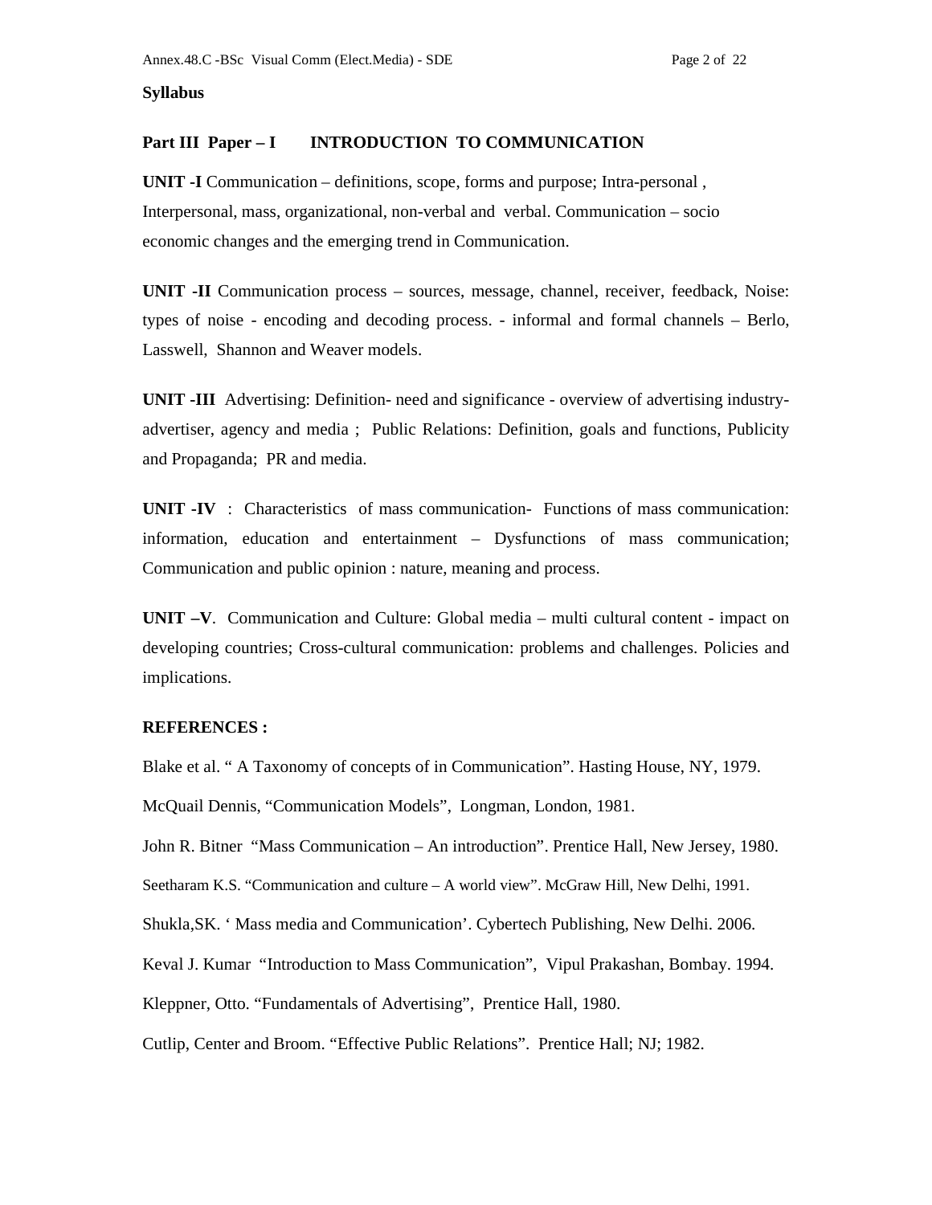**Syllabus**

## Part III Paper – I INTRODUCTION TO COMMUNICATION

**UNIT -I** Communication – definitions, scope, forms and purpose; Intra-personal , Interpersonal, mass, organizational, non-verbal and verbal. Communication – socio economic changes and the emerging trend in Communication.

**UNIT -II** Communication process – sources, message, channel, receiver, feedback, Noise: types of noise - encoding and decoding process. - informal and formal channels – Berlo, Lasswell, Shannon and Weaver models.

**UNIT -III** Advertising: Definition- need and significance - overview of advertising industry- advertiser, agency and media ; Public Relations: Definition, goals and functions, Publicity and Propaganda; PR and media.

**UNIT -IV** : Characteristics of mass communication- Functions of mass communication: information, education and entertainment – Dysfunctions of mass communication; Communication and public opinion : nature, meaning and process.

**UNIT –V**. Communication and Culture: Global media – multi cultural content - impact on developing countries; Cross-cultural communication: problems and challenges. Policies and implications.

**REFERENCES :**

Blake et al. " A Taxonomy of concepts of in Communication". Hasting House, NY, 1979.

McQuail Dennis, "Communication Models", Longman, London, 1981.

John R. Bitner "Mass Communication – An introduction". Prentice Hall, New Jersey, 1980.

Seetharam K.S. "Communication and culture – A world view". McGraw Hill, New Delhi, 1991.

Shukla,SK. ' Mass media and Communication'. Cybertech Publishing, New Delhi. 2006.

Keval J. Kumar "Introduction to Mass Communication", Vipul Prakashan, Bombay. 1994.

Kleppner, Otto. "Fundamentals of Advertising", Prentice Hall, 1980.

Cutlip, Center and Broom. "Effective Public Relations". Prentice Hall; NJ; 1982.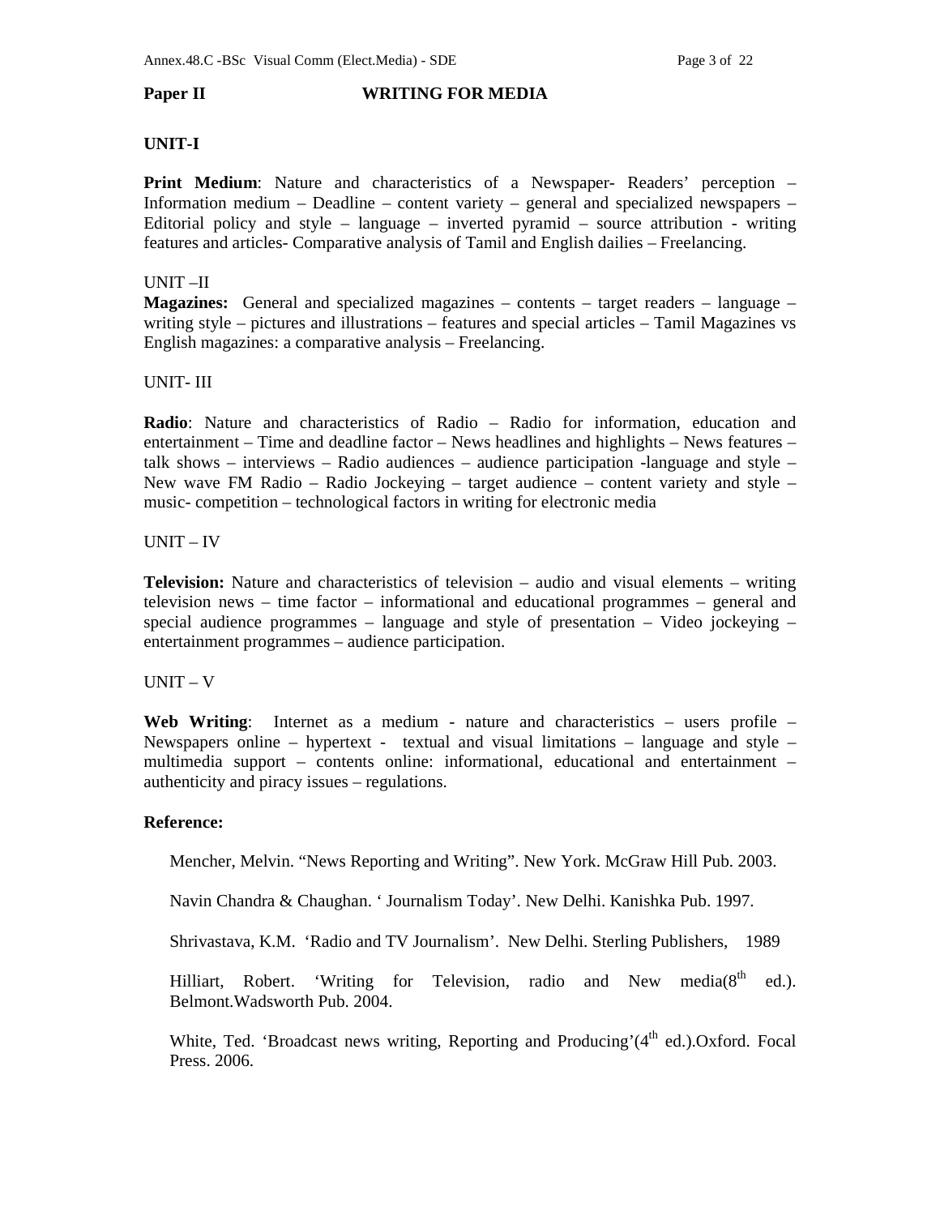**Paper II WRITING FOR MEDIA**

**UNIT-I**

**Print Medium**: Nature and characteristics of a Newspaper- Readers' perception – Information medium – Deadline – content variety – general and specialized newspapers – Editorial policy and style – language – inverted pyramid – source attribution - writing features and articles- Comparative analysis of Tamil and English dailies – Freelancing.

UNIT –II

**Magazines:** General and specialized magazines – contents – target readers – language – writing style – pictures and illustrations – features and special articles – Tamil Magazines vs English magazines: a comparative analysis – Freelancing.

UNIT- III

**Radio**: Nature and characteristics of Radio – Radio for information, education and entertainment – Time and deadline factor – News headlines and highlights – News features – talk shows – interviews – Radio audiences – audience participation -language and style – New wave FM Radio – Radio Jockeying – target audience – content variety and style – music- competition – technological factors in writing for electronic media

UNIT – IV

**Television:** Nature and characteristics of television – audio and visual elements – writing television news – time factor – informational and educational programmes – general and special audience programmes – language and style of presentation – Video jockeying – entertainment programmes – audience participation.

UNIT – V

**Web Writing**: Internet as a medium - nature and characteristics – users profile – Newspapers online – hypertext - textual and visual limitations – language and style – multimedia support – contents online: informational, educational and entertainment – authenticity and piracy issues – regulations.

**Reference:**

Mencher, Melvin. "News Reporting and Writing". New York. McGraw Hill Pub. 2003.

Navin Chandra & Chaughan. ' Journalism Today'. New Delhi. Kanishka Pub. 1997.

Shrivastava, K.M. 'Radio and TV Journalism'. New Delhi. Sterling Publishers, 1989

Hilliart, Robert. 'Writing for Television, radio and New media(8th ed.). Belmont.Wadsworth Pub. 2004.

White, Ted. 'Broadcast news writing, Reporting and Producing'(4th ed.).Oxford. Focal Press. 2006.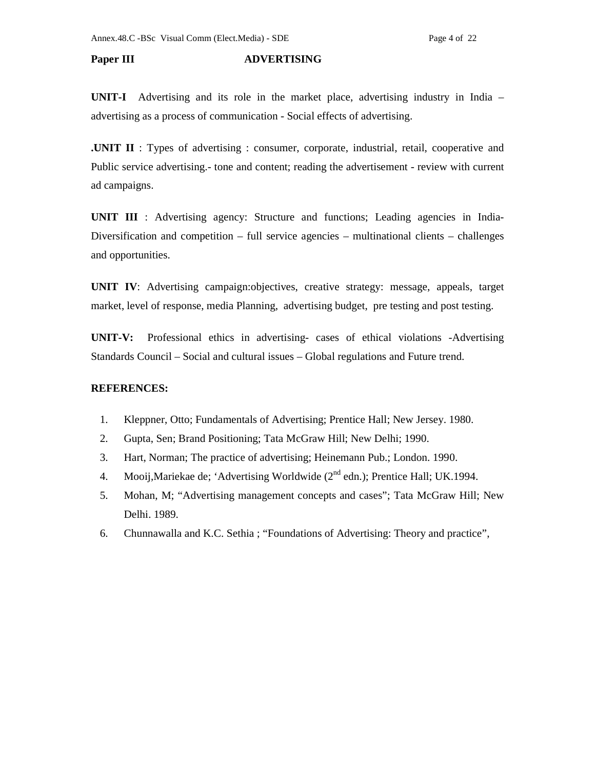## Paper III ADVERTISING

**UNIT-I** Advertising and its role in the market place, advertising industry in India – advertising as a process of communication - Social effects of advertising.

**.UNIT II** : Types of advertising : consumer, corporate, industrial, retail, cooperative and Public service advertising.- tone and content; reading the advertisement - review with current ad campaigns.

**UNIT III** : Advertising agency: Structure and functions; Leading agencies in India- Diversification and competition – full service agencies – multinational clients – challenges and opportunities.

**UNIT IV**: Advertising campaign:objectives, creative strategy: message, appeals, target market, level of response, media Planning, advertising budget, pre testing and post testing.

**UNIT-V:** Professional ethics in advertising- cases of ethical violations -Advertising Standards Council – Social and cultural issues – Global regulations and Future trend.

**REFERENCES:**

1. Kleppner, Otto; Fundamentals of Advertising; Prentice Hall; New Jersey. 1980.
2. Gupta, Sen; Brand Positioning; Tata McGraw Hill; New Delhi; 1990.
3. Hart, Norman; The practice of advertising; Heinemann Pub.; London. 1990.
4. Mooij,Mariekae de; 'Advertising Worldwide (2nd edn.); Prentice Hall; UK.1994.
5. Mohan, M; "Advertising management concepts and cases"; Tata McGraw Hill; New Delhi. 1989.
6. Chunnawalla and K.C. Sethia ; "Foundations of Advertising: Theory and practice",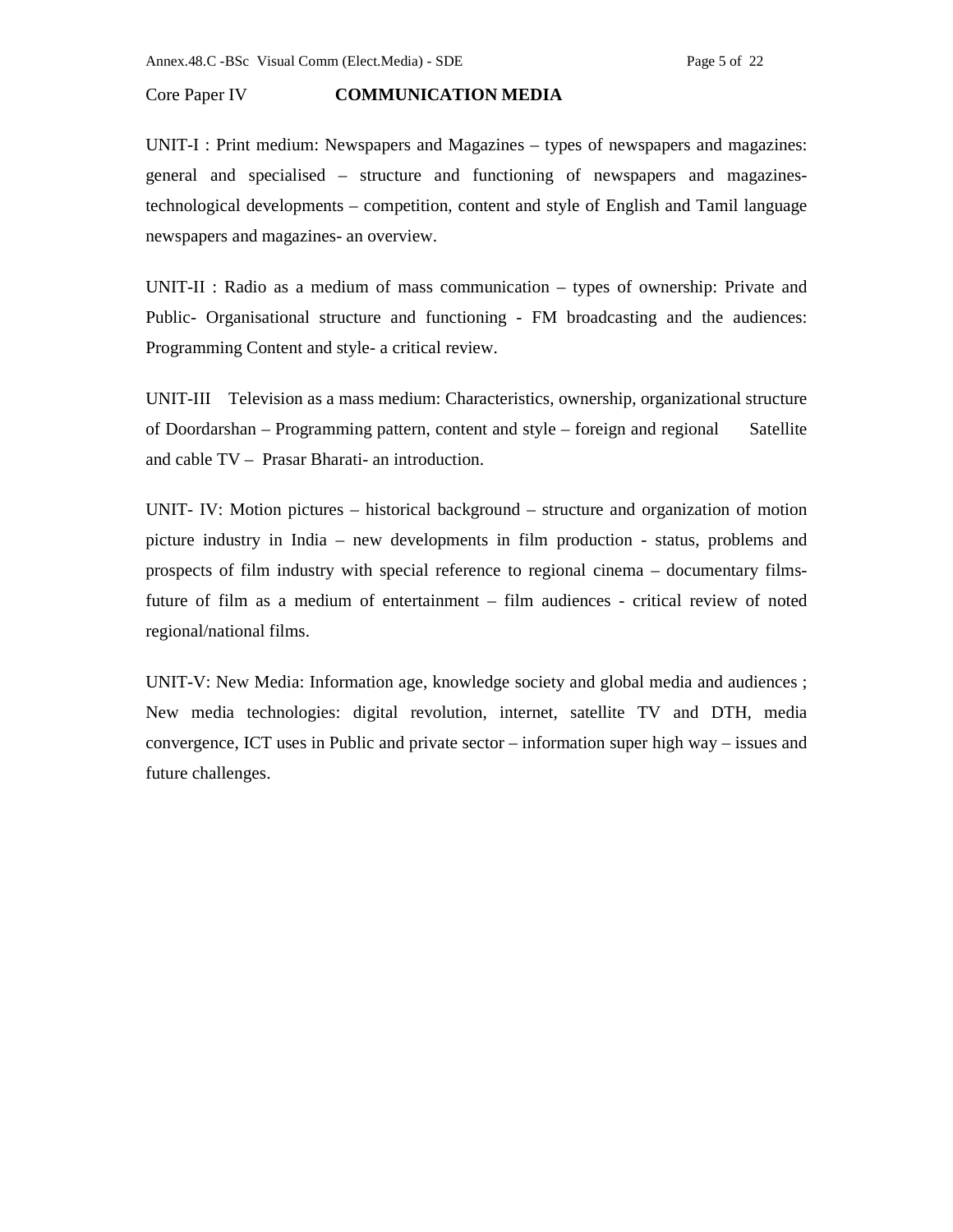Core Paper IV **COMMUNICATION MEDIA**

UNIT-I : Print medium: Newspapers and Magazines – types of newspapers and magazines: general and specialised – structure and functioning of newspapers and magazines-technological developments – competition, content and style of English and Tamil language newspapers and magazines- an overview.

UNIT-II : Radio as a medium of mass communication – types of ownership: Private and Public- Organisational structure and functioning - FM broadcasting and the audiences: Programming Content and style- a critical review.

UNIT-III Television as a mass medium: Characteristics, ownership, organizational structure of Doordarshan – Programming pattern, content and style – foreign and regional Satellite and cable TV – Prasar Bharati- an introduction.

UNIT- IV: Motion pictures – historical background – structure and organization of motion picture industry in India – new developments in film production - status, problems and prospects of film industry with special reference to regional cinema – documentary films-future of film as a medium of entertainment – film audiences - critical review of noted regional/national films.

UNIT-V: New Media: Information age, knowledge society and global media and audiences ; New media technologies: digital revolution, internet, satellite TV and DTH, media convergence, ICT uses in Public and private sector – information super high way – issues and future challenges.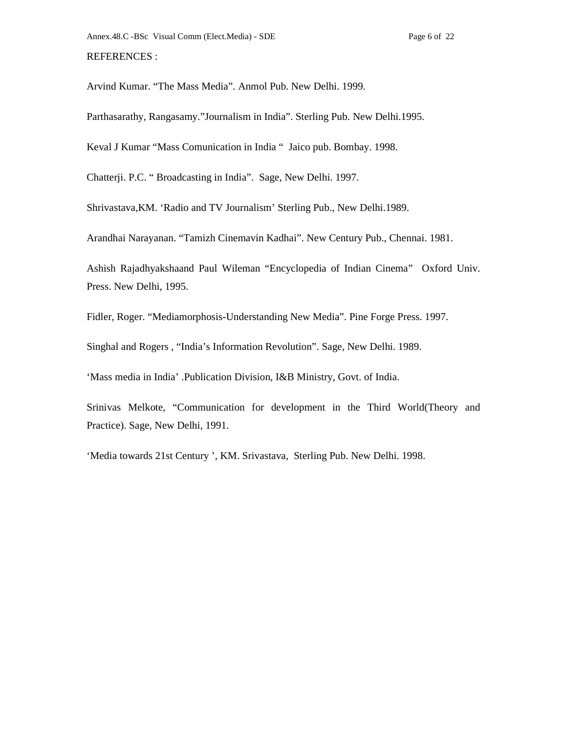REFERENCES :

Arvind Kumar. “The Mass Media”. Anmol Pub. New Delhi. 1999.

Parthasarathy, Rangasamy.”Journalism in India”. Sterling Pub. New Delhi.1995.

Keval J Kumar “Mass Comunication in India “ Jaico pub. Bombay. 1998.

Chatterji. P.C. “ Broadcasting in India”. Sage, New Delhi. 1997.

Shrivastava,KM. ‘Radio and TV Journalism’ Sterling Pub., New Delhi.1989.

Arandhai Narayanan. “Tamizh Cinemavin Kadhai”. New Century Pub., Chennai. 1981.

Ashish Rajadhyakshaand Paul Wileman “Encyclopedia of Indian Cinema” Oxford Univ. Press. New Delhi, 1995.

Fidler, Roger. “Mediamorphosis-Understanding New Media”. Pine Forge Press. 1997.

Singhal and Rogers , “India’s Information Revolution”. Sage, New Delhi. 1989.

‘Mass media in India’ .Publication Division, I&B Ministry, Govt. of India.

Srinivas Melkote, “Communication for development in the Third World(Theory and Practice). Sage, New Delhi, 1991.

‘Media towards 21st Century ’, KM. Srivastava, Sterling Pub. New Delhi. 1998.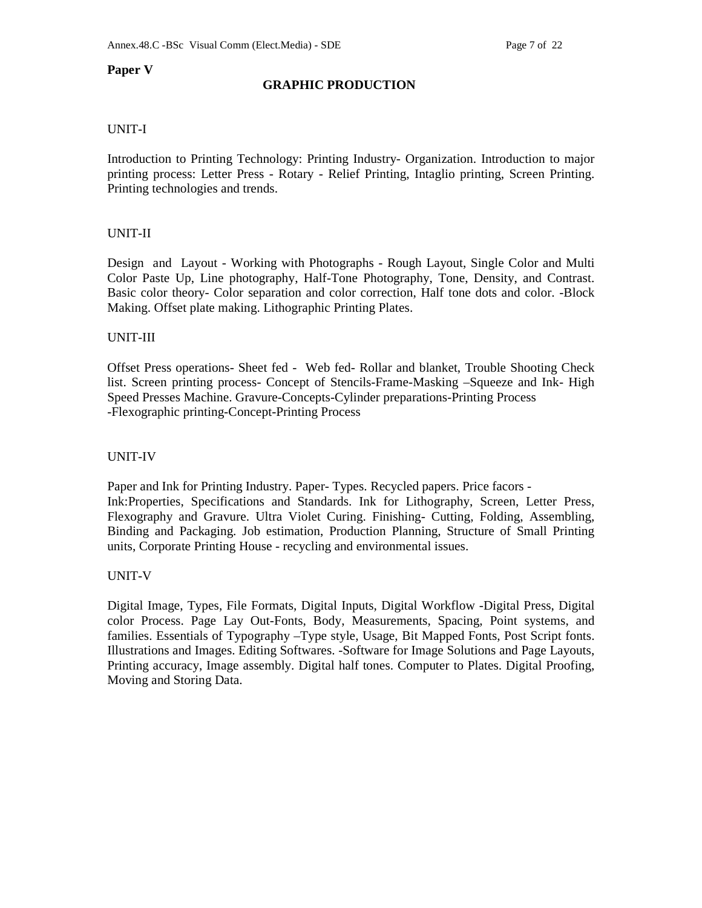**Paper V**

## GRAPHIC PRODUCTION

UNIT-I

Introduction to Printing Technology: Printing Industry- Organization. Introduction to major printing process: Letter Press - Rotary - Relief Printing, Intaglio printing, Screen Printing. Printing technologies and trends.

UNIT-II

Design and Layout - Working with Photographs - Rough Layout, Single Color and Multi Color Paste Up, Line photography, Half-Tone Photography, Tone, Density, and Contrast. Basic color theory- Color separation and color correction, Half tone dots and color. -Block Making. Offset plate making. Lithographic Printing Plates.

UNIT-III

Offset Press operations- Sheet fed - Web fed- Rollar and blanket, Trouble Shooting Check list. Screen printing process- Concept of Stencils-Frame-Masking –Squeeze and Ink- High Speed Presses Machine. Gravure-Concepts-Cylinder preparations-Printing Process -Flexographic printing-Concept-Printing Process

UNIT-IV

Paper and Ink for Printing Industry. Paper- Types. Recycled papers. Price facors - Ink:Properties, Specifications and Standards. Ink for Lithography, Screen, Letter Press, Flexography and Gravure. Ultra Violet Curing. Finishing- Cutting, Folding, Assembling, Binding and Packaging. Job estimation, Production Planning, Structure of Small Printing units, Corporate Printing House - recycling and environmental issues.

UNIT-V

Digital Image, Types, File Formats, Digital Inputs, Digital Workflow -Digital Press, Digital color Process. Page Lay Out-Fonts, Body, Measurements, Spacing, Point systems, and families. Essentials of Typography –Type style, Usage, Bit Mapped Fonts, Post Script fonts. Illustrations and Images. Editing Softwares. -Software for Image Solutions and Page Layouts, Printing accuracy, Image assembly. Digital half tones. Computer to Plates. Digital Proofing, Moving and Storing Data.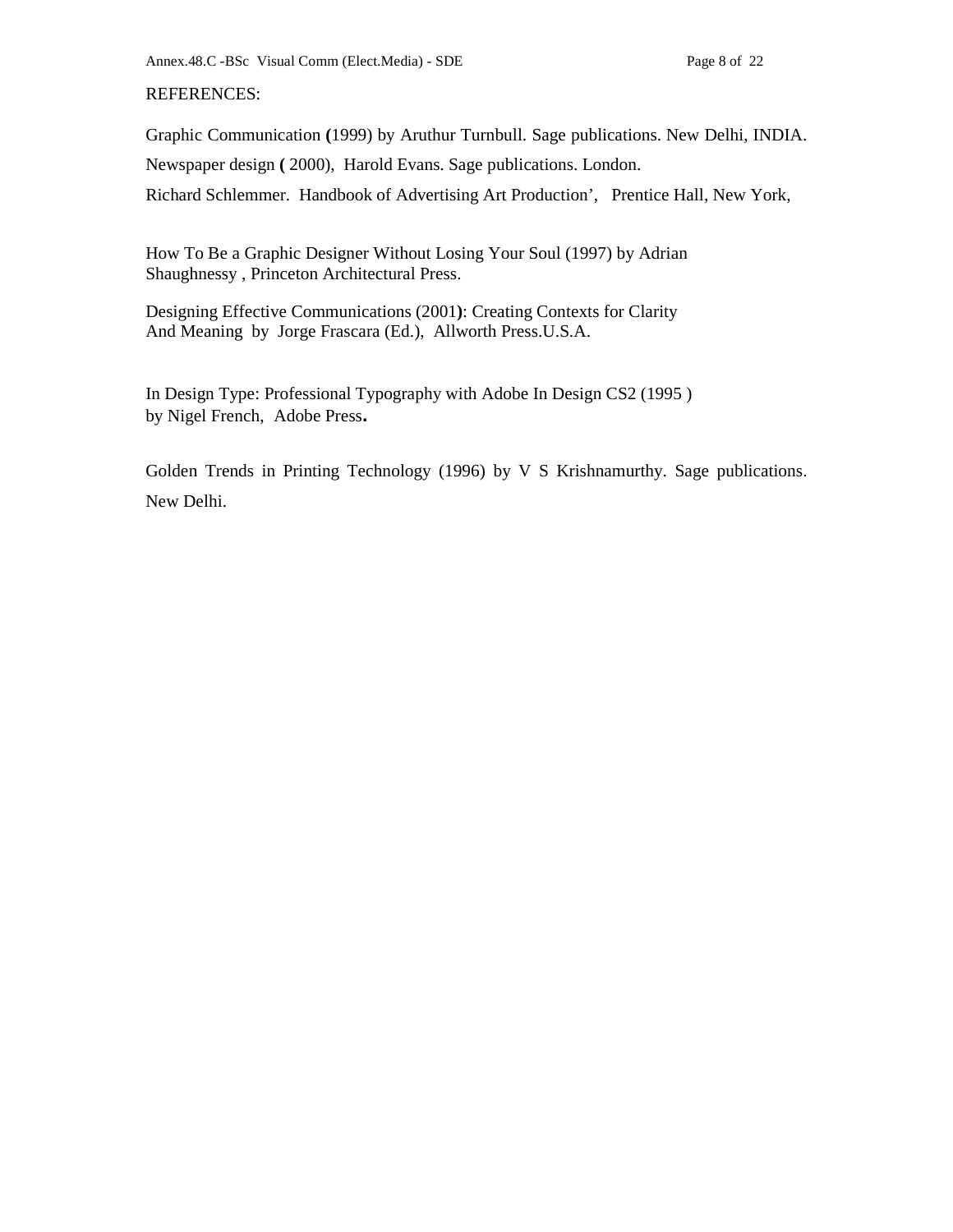REFERENCES:

Graphic Communication **(**1999) by Aruthur Turnbull. Sage publications. New Delhi, INDIA.

Newspaper design **(** 2000), Harold Evans. Sage publications. London.

Richard Schlemmer. Handbook of Advertising Art Production', Prentice Hall, New York,

How To Be a Graphic Designer Without Losing Your Soul (1997) by Adrian Shaughnessy , Princeton Architectural Press.

Designing Effective Communications (2001**)**: Creating Contexts for Clarity And Meaning by Jorge Frascara (Ed.), Allworth Press.U.S.A.

In Design Type: Professional Typography with Adobe In Design CS2 (1995 ) by Nigel French, Adobe Press**.**

Golden Trends in Printing Technology (1996) by V S Krishnamurthy. Sage publications. New Delhi.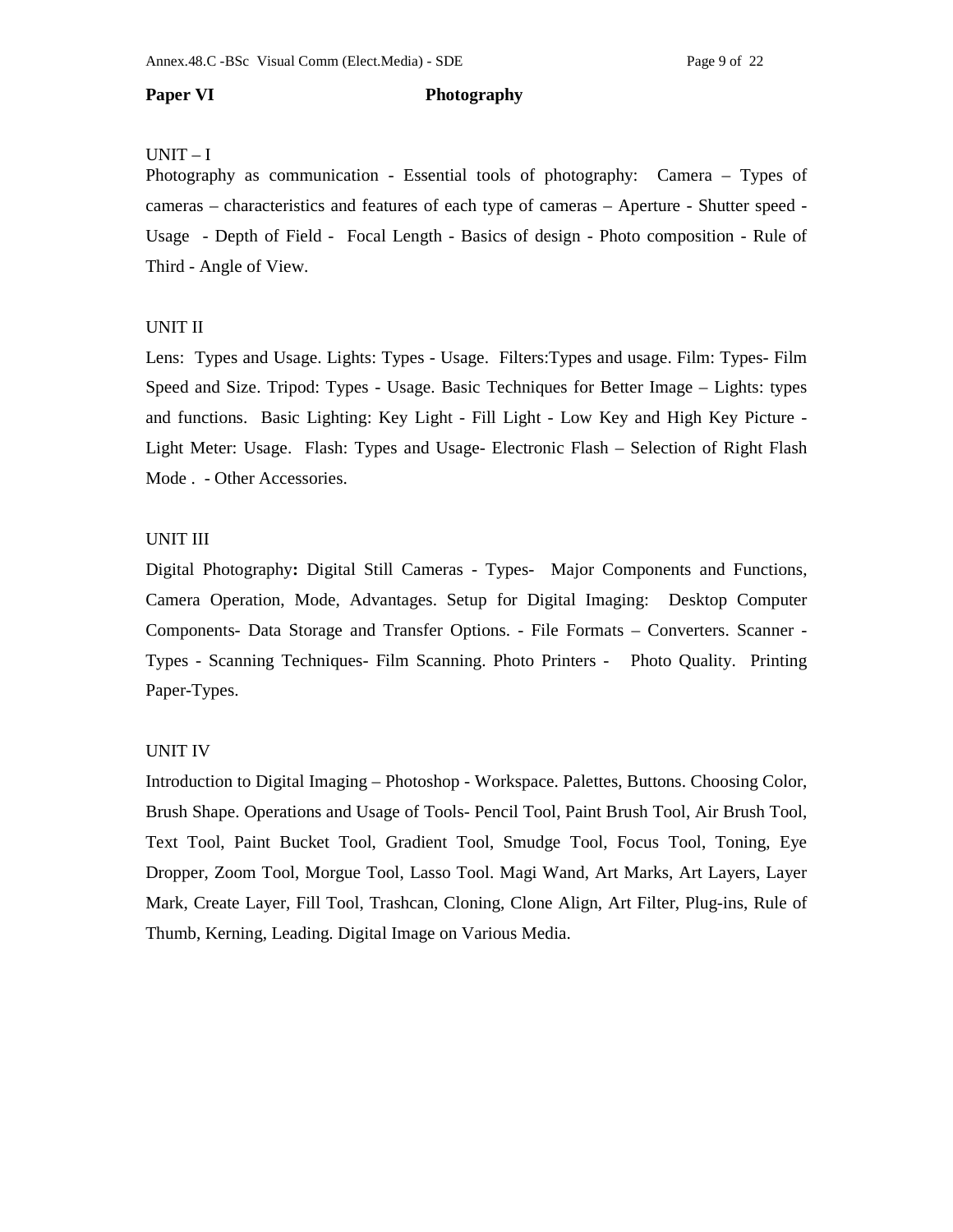**Paper VI** **Photography**

UNIT – I

Photography as communication - Essential tools of photography: Camera – Types of cameras – characteristics and features of each type of cameras – Aperture - Shutter speed - Usage - Depth of Field - Focal Length - Basics of design - Photo composition - Rule of Third - Angle of View.

UNIT II

Lens: Types and Usage. Lights: Types - Usage. Filters:Types and usage. Film: Types- Film Speed and Size. Tripod: Types - Usage. Basic Techniques for Better Image – Lights: types and functions. Basic Lighting: Key Light - Fill Light - Low Key and High Key Picture - Light Meter: Usage. Flash: Types and Usage- Electronic Flash – Selection of Right Flash Mode . - Other Accessories.

UNIT III

Digital Photography**:** Digital Still Cameras - Types- Major Components and Functions, Camera Operation, Mode, Advantages. Setup for Digital Imaging: Desktop Computer Components- Data Storage and Transfer Options. - File Formats – Converters. Scanner - Types - Scanning Techniques- Film Scanning. Photo Printers - Photo Quality. Printing Paper-Types.

UNIT IV

Introduction to Digital Imaging – Photoshop - Workspace. Palettes, Buttons. Choosing Color, Brush Shape. Operations and Usage of Tools- Pencil Tool, Paint Brush Tool, Air Brush Tool, Text Tool, Paint Bucket Tool, Gradient Tool, Smudge Tool, Focus Tool, Toning, Eye Dropper, Zoom Tool, Morgue Tool, Lasso Tool. Magi Wand, Art Marks, Art Layers, Layer Mark, Create Layer, Fill Tool, Trashcan, Cloning, Clone Align, Art Filter, Plug-ins, Rule of Thumb, Kerning, Leading. Digital Image on Various Media.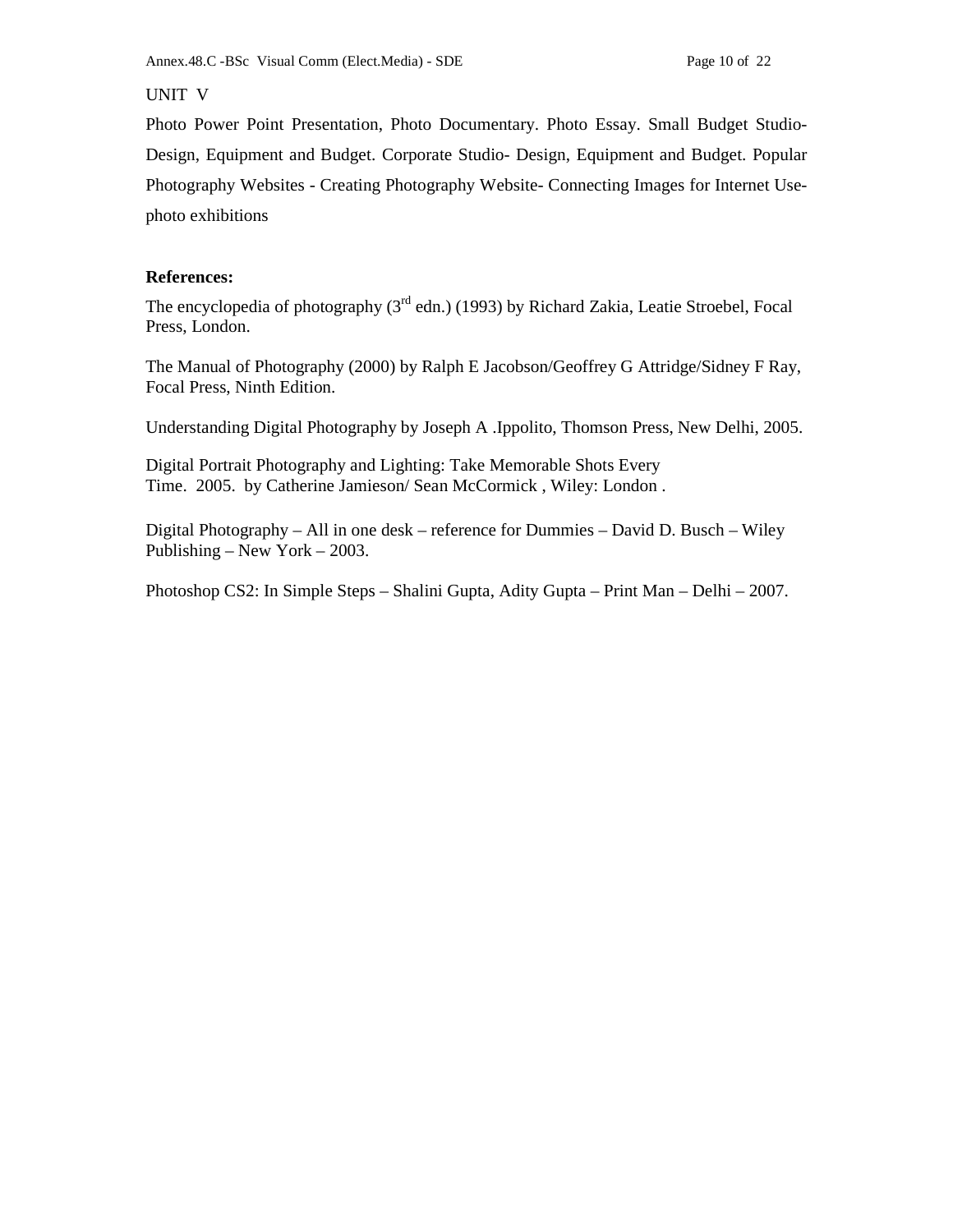UNIT V

Photo Power Point Presentation, Photo Documentary. Photo Essay. Small Budget Studio-Design, Equipment and Budget. Corporate Studio- Design, Equipment and Budget. Popular Photography Websites - Creating Photography Website- Connecting Images for Internet Use-photo exhibitions

**References:**

The encyclopedia of photography (3rd edn.) (1993) by Richard Zakia, Leatie Stroebel, Focal Press, London.

The Manual of Photography (2000) by Ralph E Jacobson/Geoffrey G Attridge/Sidney F Ray, Focal Press, Ninth Edition.

Understanding Digital Photography by Joseph A .Ippolito, Thomson Press, New Delhi, 2005.

Digital Portrait Photography and Lighting: Take Memorable Shots Every Time. 2005. by Catherine Jamieson/ Sean McCormick , Wiley: London .

Digital Photography – All in one desk – reference for Dummies – David D. Busch – Wiley Publishing – New York – 2003.

Photoshop CS2: In Simple Steps – Shalini Gupta, Adity Gupta – Print Man – Delhi – 2007.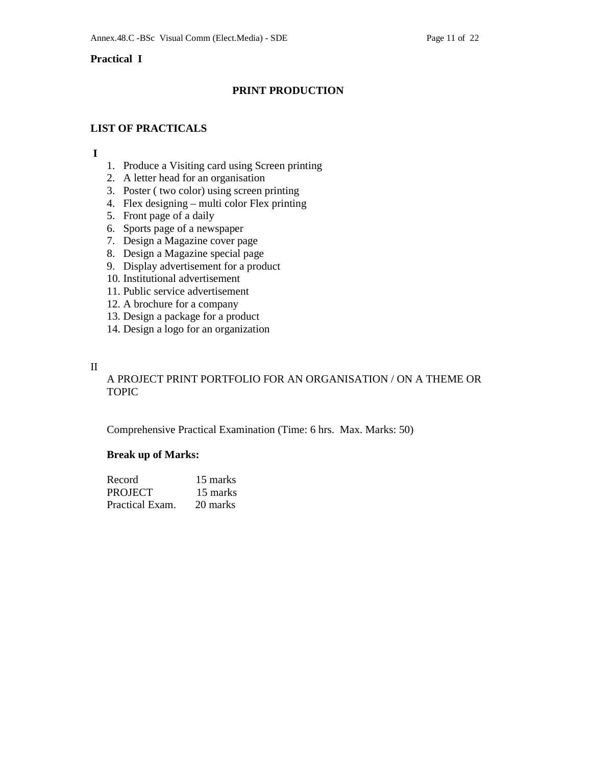**Practical I**

## PRINT PRODUCTION

### LIST OF PRACTICALS

**I**

1. Produce a Visiting card using Screen printing
2. A letter head for an organisation
3. Poster ( two color) using screen printing
4. Flex designing – multi color Flex printing
5. Front page of a daily
6. Sports page of a newspaper
7. Design a Magazine cover page
8. Design a Magazine special page
9. Display advertisement for a product
10. Institutional advertisement
11. Public service advertisement
12. A brochure for a company
13. Design a package for a product
14. Design a logo for an organization

II

A PROJECT PRINT PORTFOLIO FOR AN ORGANISATION / ON A THEME OR TOPIC

Comprehensive Practical Examination (Time: 6 hrs. Max. Marks: 50)

**Break up of Marks:**

| | |
|---|---|
| Record | 15 marks |
| PROJECT | 15 marks |
| Practical Exam. | 20 marks |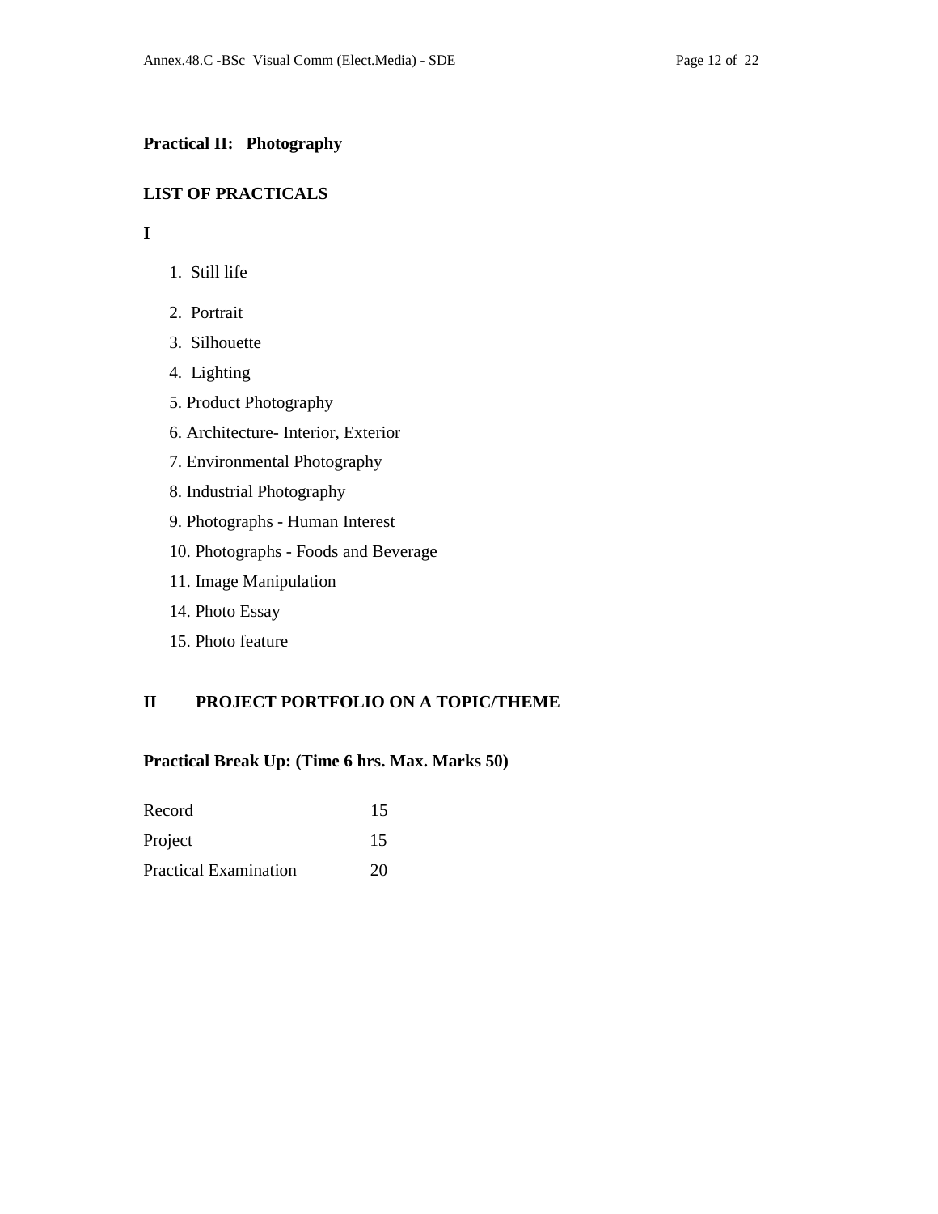**Practical II: Photography**

**LIST OF PRACTICALS**

**I**

1. Still life
2. Portrait
3. Silhouette
4. Lighting
5. Product Photography
6. Architecture- Interior, Exterior
7. Environmental Photography
8. Industrial Photography
9. Photographs - Human Interest
10. Photographs - Foods and Beverage
11. Image Manipulation
14. Photo Essay
15. Photo feature

**II PROJECT PORTFOLIO ON A TOPIC/THEME**

**Practical Break Up: (Time 6 hrs. Max. Marks 50)**

| | |
|---|---|
| Record | 15 |
| Project | 15 |
| Practical Examination | 20 |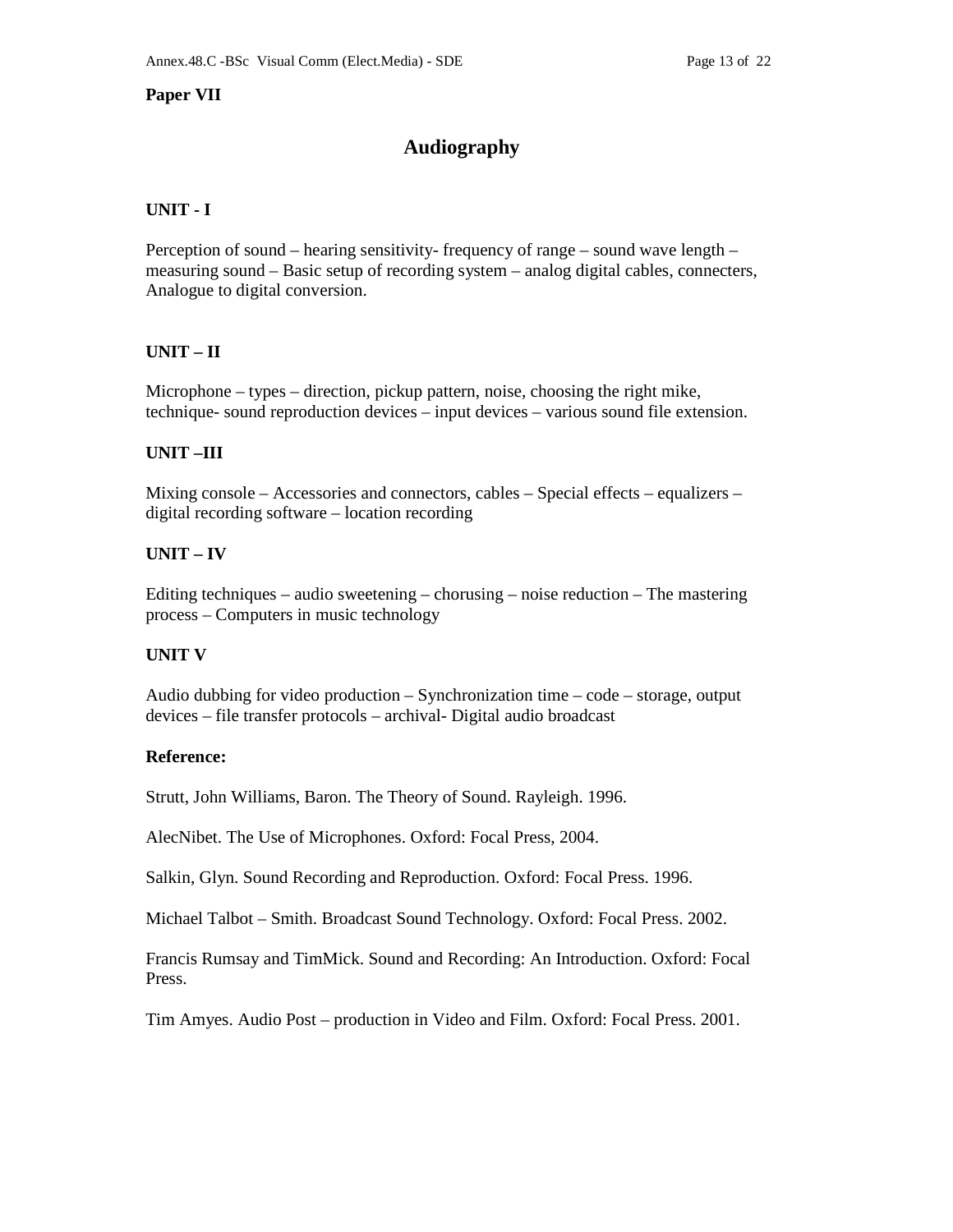**Paper VII**

# Audiography

**UNIT - I**

Perception of sound – hearing sensitivity- frequency of range – sound wave length – measuring sound – Basic setup of recording system – analog digital cables, connecters, Analogue to digital conversion.

**UNIT – II**

Microphone – types – direction, pickup pattern, noise, choosing the right mike, technique- sound reproduction devices – input devices – various sound file extension.

**UNIT –III**

Mixing console – Accessories and connectors, cables – Special effects – equalizers – digital recording software – location recording

**UNIT – IV**

Editing techniques – audio sweetening – chorusing – noise reduction – The mastering process – Computers in music technology

**UNIT V**

Audio dubbing for video production – Synchronization time – code – storage, output devices – file transfer protocols – archival- Digital audio broadcast

**Reference:**

Strutt, John Williams, Baron. The Theory of Sound. Rayleigh. 1996.

AlecNibet. The Use of Microphones. Oxford: Focal Press, 2004.

Salkin, Glyn. Sound Recording and Reproduction. Oxford: Focal Press. 1996.

Michael Talbot – Smith. Broadcast Sound Technology. Oxford: Focal Press. 2002.

Francis Rumsay and TimMick. Sound and Recording: An Introduction. Oxford: Focal Press.

Tim Amyes. Audio Post – production in Video and Film. Oxford: Focal Press. 2001.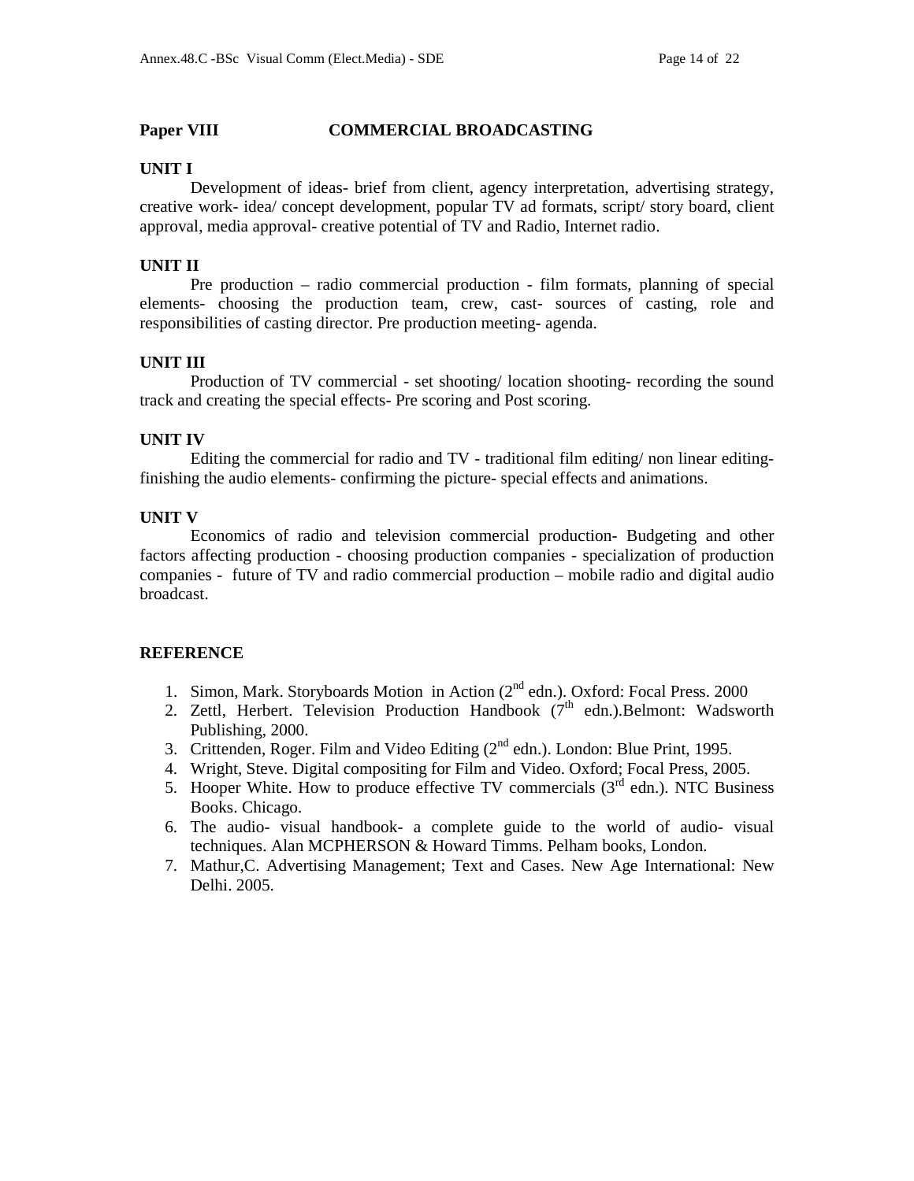## Paper VIII COMMERCIAL BROADCASTING

### UNIT I

Development of ideas- brief from client, agency interpretation, advertising strategy, creative work- idea/ concept development, popular TV ad formats, script/ story board, client approval, media approval- creative potential of TV and Radio, Internet radio.

### UNIT II

Pre production – radio commercial production - film formats, planning of special elements- choosing the production team, crew, cast- sources of casting, role and responsibilities of casting director. Pre production meeting- agenda.

### UNIT III

Production of TV commercial - set shooting/ location shooting- recording the sound track and creating the special effects- Pre scoring and Post scoring.

### UNIT IV

Editing the commercial for radio and TV - traditional film editing/ non linear editing- finishing the audio elements- confirming the picture- special effects and animations.

### UNIT V

Economics of radio and television commercial production- Budgeting and other factors affecting production - choosing production companies - specialization of production companies - future of TV and radio commercial production – mobile radio and digital audio broadcast.

### REFERENCE

1. Simon, Mark. Storyboards Motion in Action (2nd edn.). Oxford: Focal Press. 2000
2. Zettl, Herbert. Television Production Handbook (7th edn.).Belmont: Wadsworth Publishing, 2000.
3. Crittenden, Roger. Film and Video Editing (2nd edn.). London: Blue Print, 1995.
4. Wright, Steve. Digital compositing for Film and Video. Oxford; Focal Press, 2005.
5. Hooper White. How to produce effective TV commercials (3rd edn.). NTC Business Books. Chicago.
6. The audio- visual handbook- a complete guide to the world of audio- visual techniques. Alan MCPHERSON & Howard Timms. Pelham books, London.
7. Mathur,C. Advertising Management; Text and Cases. New Age International: New Delhi. 2005.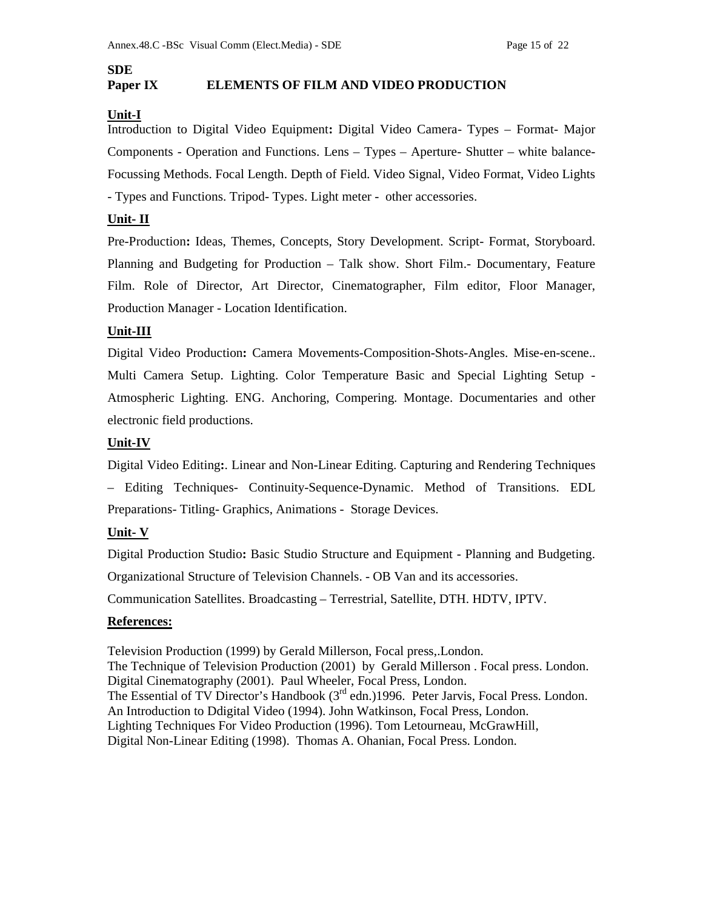**SDE**

**Paper IX ELEMENTS OF FILM AND VIDEO PRODUCTION**

**Unit-I**

Introduction to Digital Video Equipment**:** Digital Video Camera- Types – Format- Major Components - Operation and Functions. Lens – Types – Aperture- Shutter – white balance- Focussing Methods. Focal Length. Depth of Field. Video Signal, Video Format, Video Lights - Types and Functions. Tripod- Types. Light meter - other accessories.

**Unit- II**

Pre-Production**:** Ideas, Themes, Concepts, Story Development. Script- Format, Storyboard. Planning and Budgeting for Production – Talk show. Short Film.- Documentary, Feature Film. Role of Director, Art Director, Cinematographer, Film editor, Floor Manager, Production Manager - Location Identification.

**Unit-III**

Digital Video Production**:** Camera Movements-Composition-Shots-Angles. Mise-en-scene.. Multi Camera Setup. Lighting. Color Temperature Basic and Special Lighting Setup - Atmospheric Lighting. ENG. Anchoring, Compering. Montage. Documentaries and other electronic field productions.

**Unit-IV**

Digital Video Editing**:**. Linear and Non-Linear Editing. Capturing and Rendering Techniques – Editing Techniques- Continuity-Sequence-Dynamic. Method of Transitions. EDL Preparations- Titling- Graphics, Animations - Storage Devices.

**Unit- V**

Digital Production Studio**:** Basic Studio Structure and Equipment - Planning and Budgeting. Organizational Structure of Television Channels. - OB Van and its accessories.

Communication Satellites. Broadcasting – Terrestrial, Satellite, DTH. HDTV, IPTV.

**References:**

Television Production (1999) by Gerald Millerson, Focal press,.London.
The Technique of Television Production (2001) by Gerald Millerson . Focal press. London.
Digital Cinematography (2001). Paul Wheeler, Focal Press, London.
The Essential of TV Director's Handbook (3rd edn.)1996. Peter Jarvis, Focal Press. London.
An Introduction to Ddigital Video (1994). John Watkinson, Focal Press, London.
Lighting Techniques For Video Production (1996). Tom Letourneau, McGrawHill,
Digital Non-Linear Editing (1998). Thomas A. Ohanian, Focal Press. London.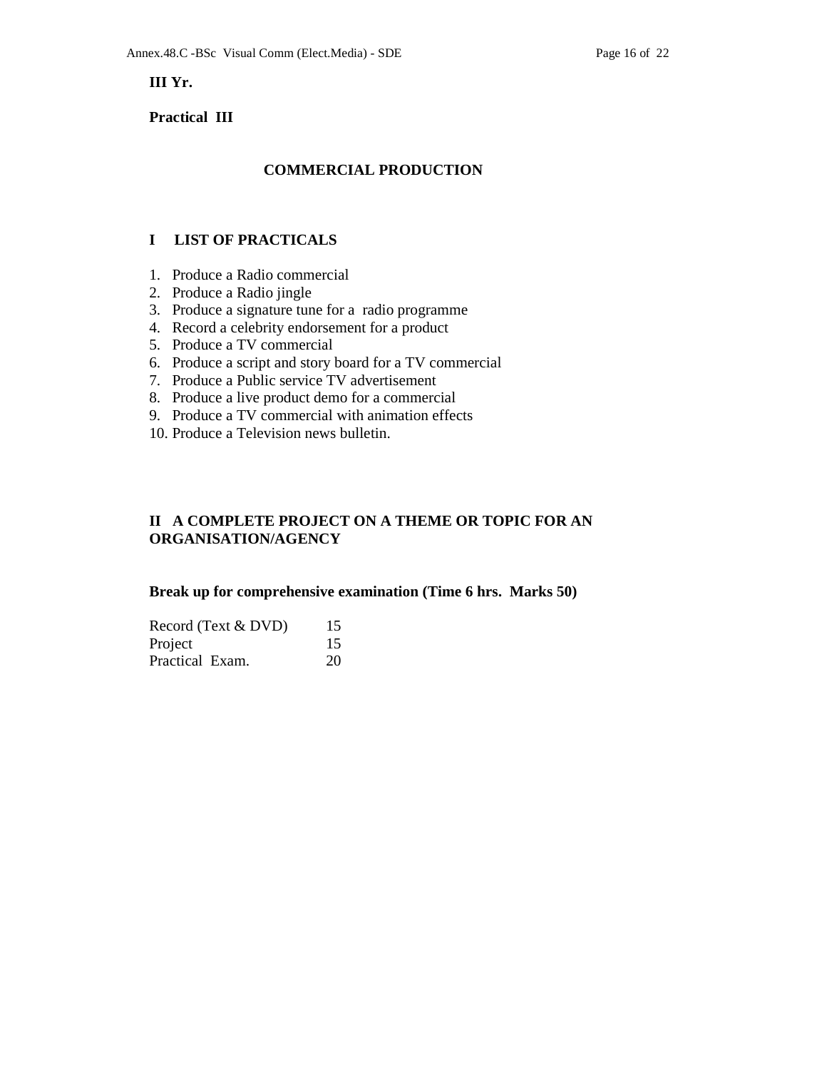**III Yr.**

**Practical III**

## COMMERCIAL PRODUCTION

### I LIST OF PRACTICALS

1. Produce a Radio commercial
2. Produce a Radio jingle
3. Produce a signature tune for a radio programme
4. Record a celebrity endorsement for a product
5. Produce a TV commercial
6. Produce a script and story board for a TV commercial
7. Produce a Public service TV advertisement
8. Produce a live product demo for a commercial
9. Produce a TV commercial with animation effects
10. Produce a Television news bulletin.

### II A COMPLETE PROJECT ON A THEME OR TOPIC FOR AN ORGANISATION/AGENCY

**Break up for comprehensive examination (Time 6 hrs. Marks 50)**

| | |
|---|---|
| Record (Text & DVD) | 15 |
| Project | 15 |
| Practical Exam. | 20 |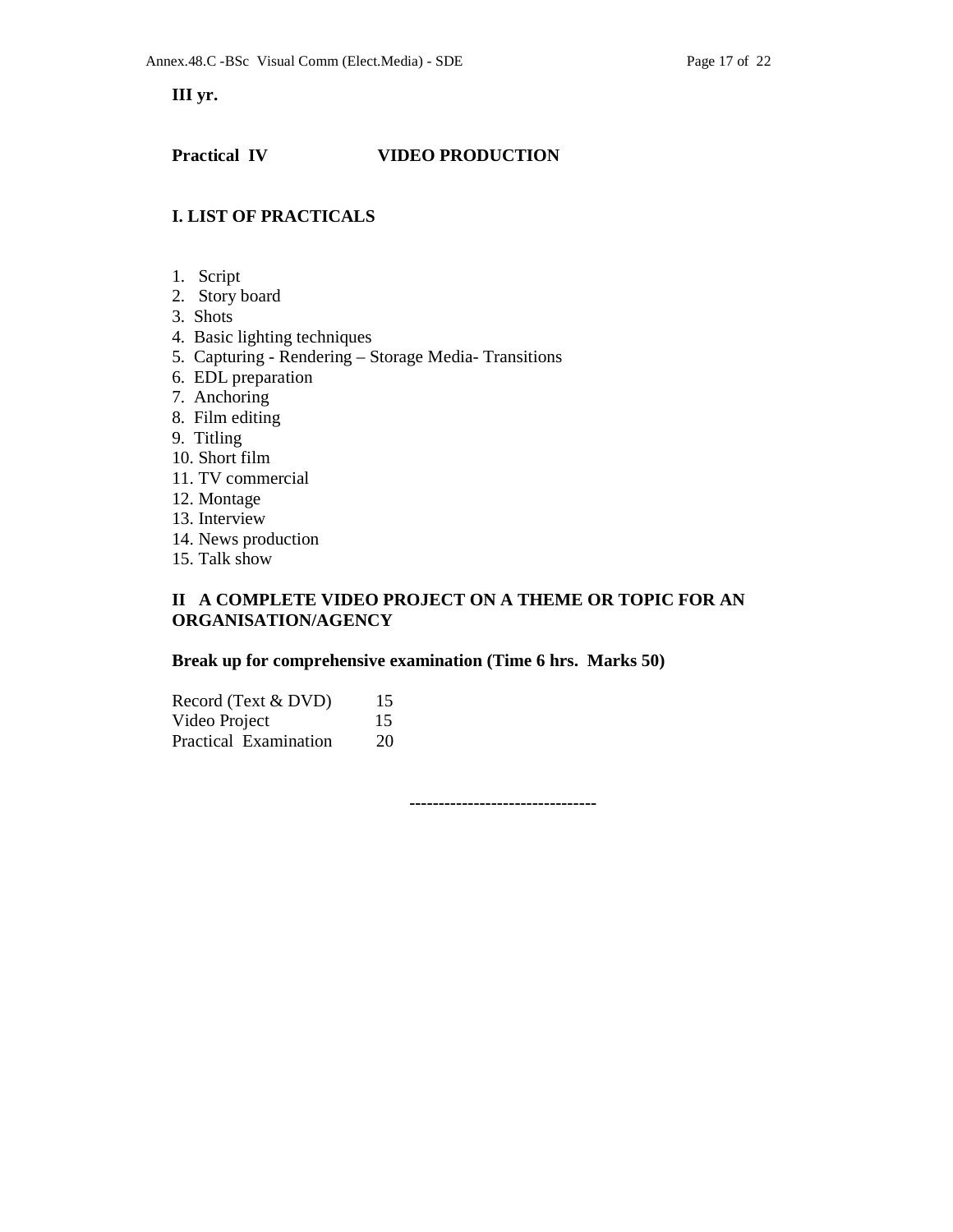**III yr.**

**Practical IV VIDEO PRODUCTION**

**I. LIST OF PRACTICALS**

1. Script
2. Story board
3. Shots
4. Basic lighting techniques
5. Capturing - Rendering – Storage Media- Transitions
6. EDL preparation
7. Anchoring
8. Film editing
9. Titling
10. Short film
11. TV commercial
12. Montage
13. Interview
14. News production
15. Talk show

**II A COMPLETE VIDEO PROJECT ON A THEME OR TOPIC FOR AN ORGANISATION/AGENCY**

**Break up for comprehensive examination (Time 6 hrs. Marks 50)**

| | |
|---|---|
| Record (Text & DVD) | 15 |
| Video Project | 15 |
| Practical Examination | 20 |

--------------------------------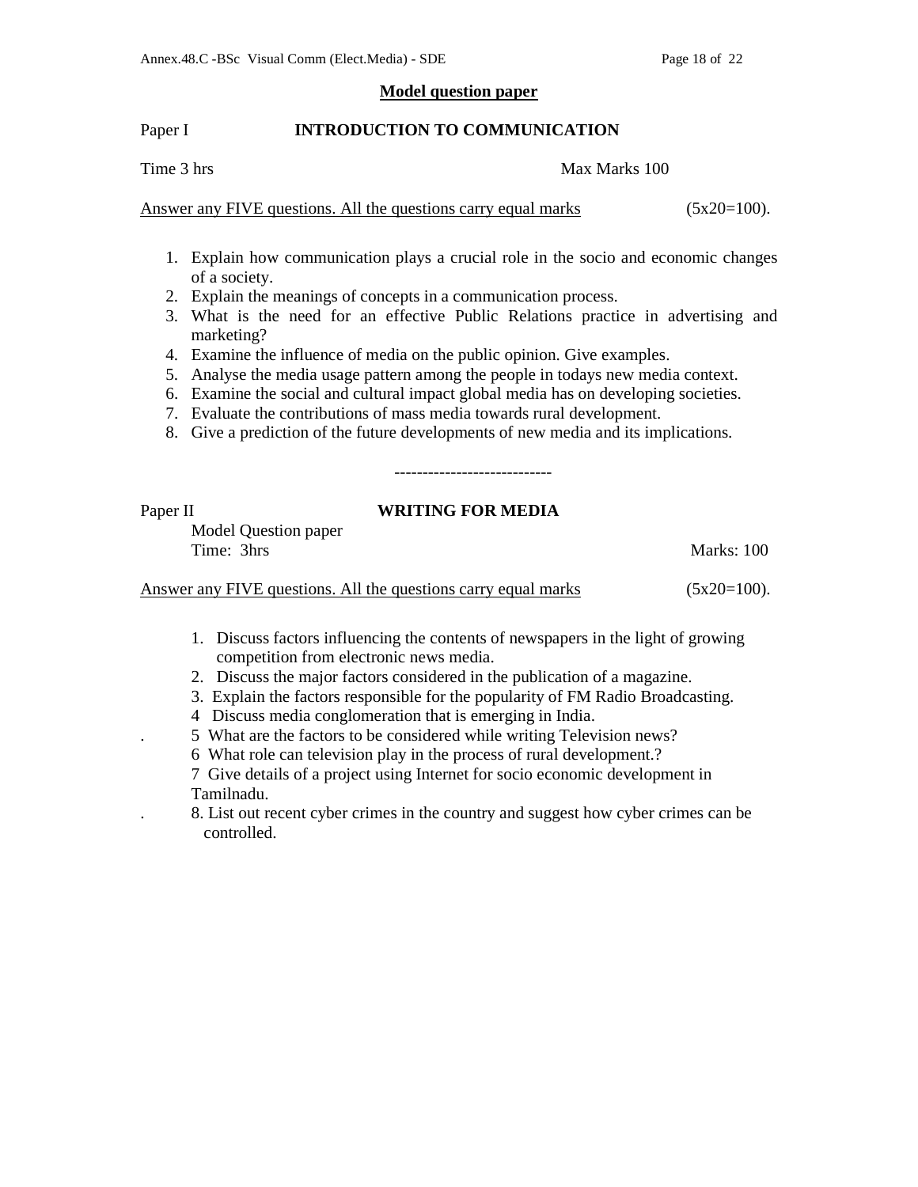## Model question paper

Paper I **INTRODUCTION TO COMMUNICATION**

Time 3 hrs Max Marks 100

Answer any FIVE questions. All the questions carry equal marks (5x20=100).

1. Explain how communication plays a crucial role in the socio and economic changes of a society.
2. Explain the meanings of concepts in a communication process.
3. What is the need for an effective Public Relations practice in advertising and marketing?
4. Examine the influence of media on the public opinion. Give examples.
5. Analyse the media usage pattern among the people in todays new media context.
6. Examine the social and cultural impact global media has on developing societies.
7. Evaluate the contributions of mass media towards rural development.
8. Give a prediction of the future developments of new media and its implications.

----------------------------

Paper II **WRITING FOR MEDIA**

Model Question paper

Time: 3hrs Marks: 100

Answer any FIVE questions. All the questions carry equal marks (5x20=100).

1. Discuss factors influencing the contents of newspapers in the light of growing competition from electronic news media.
2. Discuss the major factors considered in the publication of a magazine.
3. Explain the factors responsible for the popularity of FM Radio Broadcasting.
4. Discuss media conglomeration that is emerging in India.
5. What are the factors to be considered while writing Television news?
6. What role can television play in the process of rural development.?
7. Give details of a project using Internet for socio economic development in Tamilnadu.
8. List out recent cyber crimes in the country and suggest how cyber crimes can be controlled.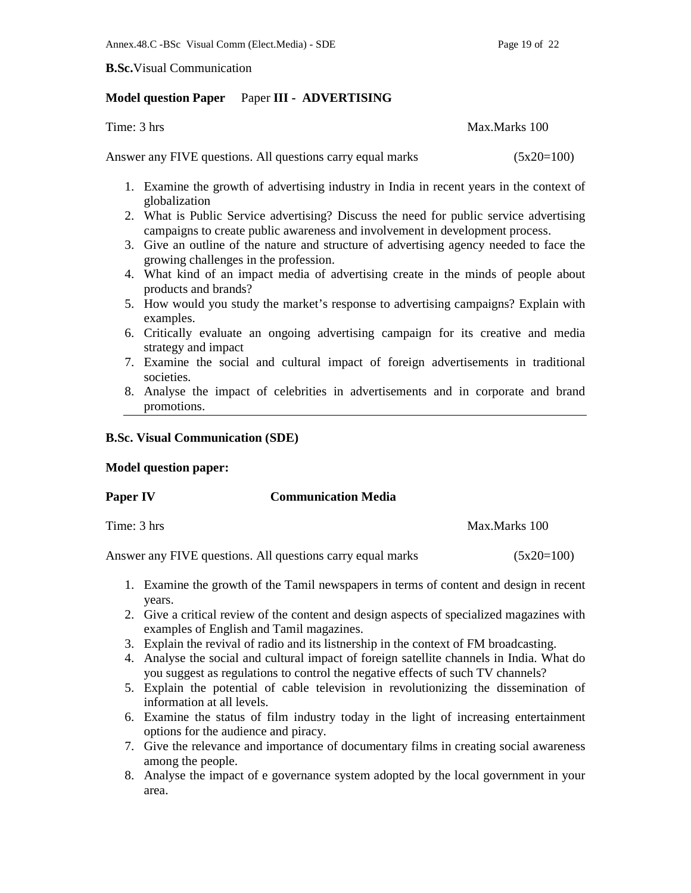**B.Sc.** Visual Communication

**Model question Paper** Paper **III - ADVERTISING**

Time: 3 hrs Max.Marks 100

Answer any FIVE questions. All questions carry equal marks (5x20=100)

1. Examine the growth of advertising industry in India in recent years in the context of globalization
2. What is Public Service advertising? Discuss the need for public service advertising campaigns to create public awareness and involvement in development process.
3. Give an outline of the nature and structure of advertising agency needed to face the growing challenges in the profession.
4. What kind of an impact media of advertising create in the minds of people about products and brands?
5. How would you study the market's response to advertising campaigns? Explain with examples.
6. Critically evaluate an ongoing advertising campaign for its creative and media strategy and impact
7. Examine the social and cultural impact of foreign advertisements in traditional societies.
8. Analyse the impact of celebrities in advertisements and in corporate and brand promotions.

---

**B.Sc. Visual Communication (SDE)**

**Model question paper:**

**Paper IV** **Communication Media**

Time: 3 hrs Max.Marks 100

Answer any FIVE questions. All questions carry equal marks (5x20=100)

1. Examine the growth of the Tamil newspapers in terms of content and design in recent years.
2. Give a critical review of the content and design aspects of specialized magazines with examples of English and Tamil magazines.
3. Explain the revival of radio and its listnership in the context of FM broadcasting.
4. Analyse the social and cultural impact of foreign satellite channels in India. What do you suggest as regulations to control the negative effects of such TV channels?
5. Explain the potential of cable television in revolutionizing the dissemination of information at all levels.
6. Examine the status of film industry today in the light of increasing entertainment options for the audience and piracy.
7. Give the relevance and importance of documentary films in creating social awareness among the people.
8. Analyse the impact of e governance system adopted by the local government in your area.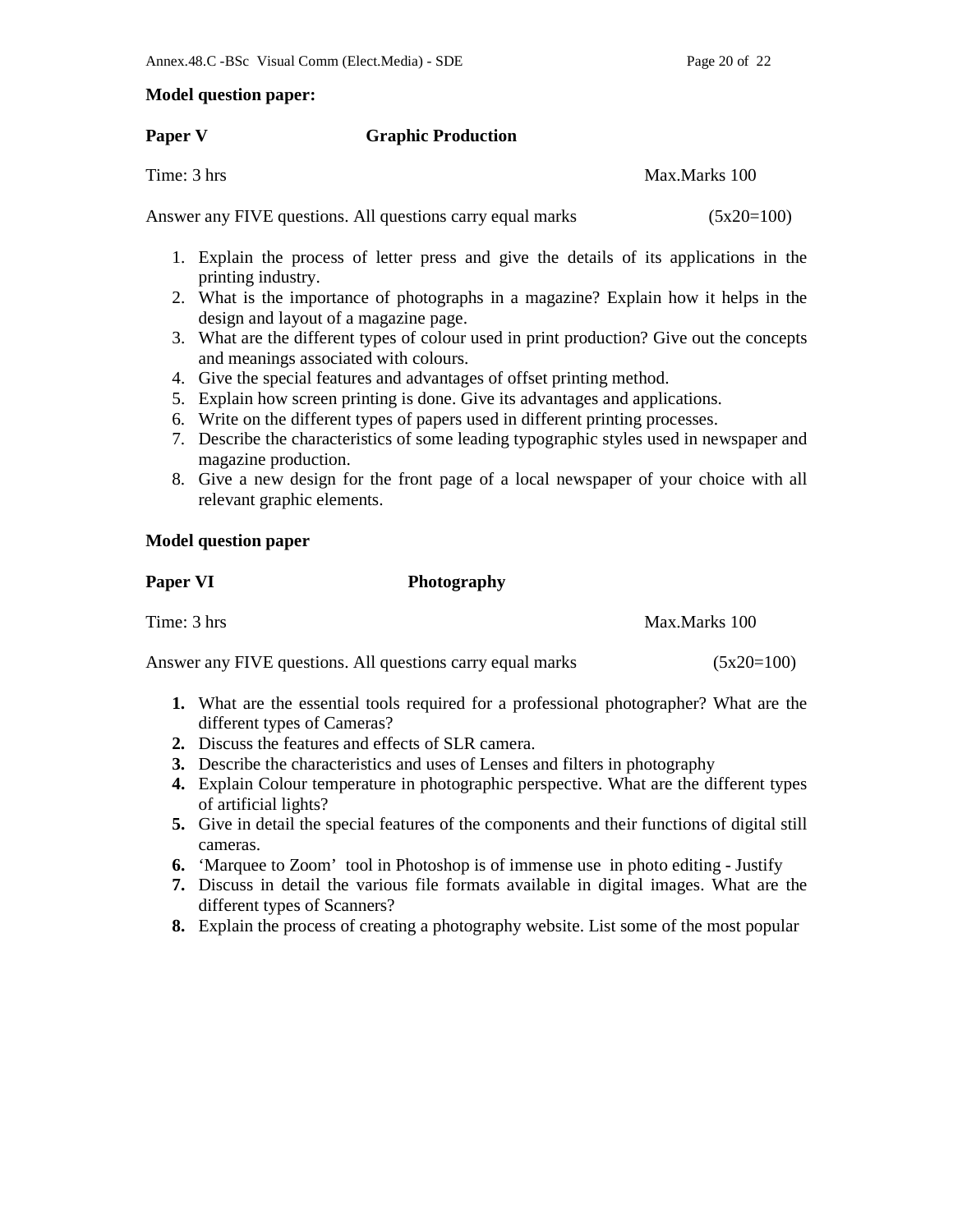**Model question paper:**

**Paper V** **Graphic Production**

Time: 3 hrs Max.Marks 100

Answer any FIVE questions. All questions carry equal marks (5x20=100)

1. Explain the process of letter press and give the details of its applications in the printing industry.
2. What is the importance of photographs in a magazine? Explain how it helps in the design and layout of a magazine page.
3. What are the different types of colour used in print production? Give out the concepts and meanings associated with colours.
4. Give the special features and advantages of offset printing method.
5. Explain how screen printing is done. Give its advantages and applications.
6. Write on the different types of papers used in different printing processes.
7. Describe the characteristics of some leading typographic styles used in newspaper and magazine production.
8. Give a new design for the front page of a local newspaper of your choice with all relevant graphic elements.

**Model question paper**

**Paper VI** **Photography**

Time: 3 hrs Max.Marks 100

Answer any FIVE questions. All questions carry equal marks (5x20=100)

1. What are the essential tools required for a professional photographer? What are the different types of Cameras?
2. Discuss the features and effects of SLR camera.
3. Describe the characteristics and uses of Lenses and filters in photography
4. Explain Colour temperature in photographic perspective. What are the different types of artificial lights?
5. Give in detail the special features of the components and their functions of digital still cameras.
6. 'Marquee to Zoom' tool in Photoshop is of immense use in photo editing - Justify
7. Discuss in detail the various file formats available in digital images. What are the different types of Scanners?
8. Explain the process of creating a photography website. List some of the most popular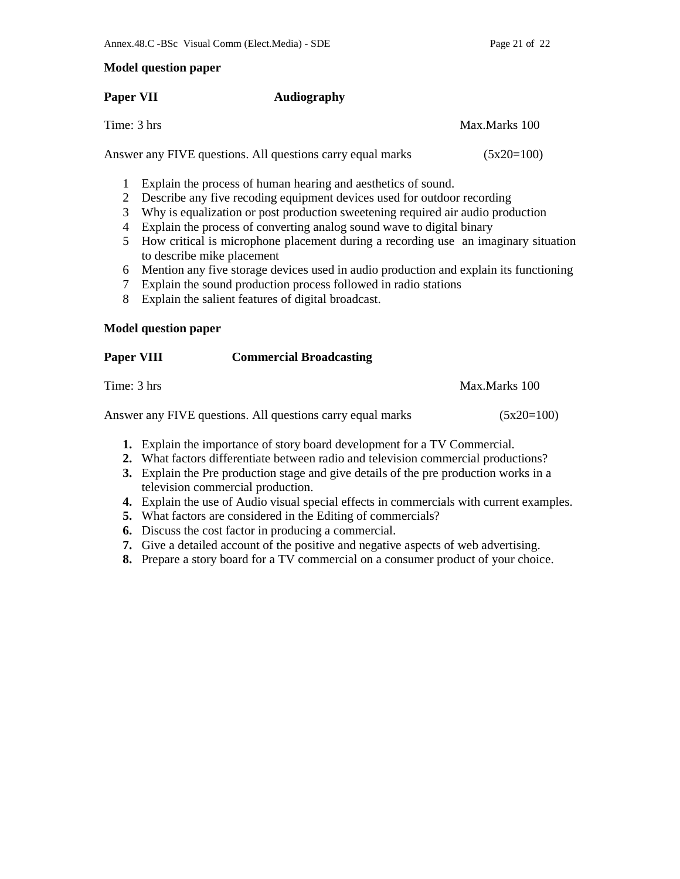**Model question paper**

**Paper VII** **Audiography**

Time: 3 hrs Max.Marks 100

Answer any FIVE questions. All questions carry equal marks (5x20=100)

1. Explain the process of human hearing and aesthetics of sound.
2. Describe any five recoding equipment devices used for outdoor recording
3. Why is equalization or post production sweetening required air audio production
4. Explain the process of converting analog sound wave to digital binary
5. How critical is microphone placement during a recording use an imaginary situation to describe mike placement
6. Mention any five storage devices used in audio production and explain its functioning
7. Explain the sound production process followed in radio stations
8. Explain the salient features of digital broadcast.

**Model question paper**

**Paper VIII** **Commercial Broadcasting**

Time: 3 hrs Max.Marks 100

Answer any FIVE questions. All questions carry equal marks (5x20=100)

1. Explain the importance of story board development for a TV Commercial.
2. What factors differentiate between radio and television commercial productions?
3. Explain the Pre production stage and give details of the pre production works in a television commercial production.
4. Explain the use of Audio visual special effects in commercials with current examples.
5. What factors are considered in the Editing of commercials?
6. Discuss the cost factor in producing a commercial.
7. Give a detailed account of the positive and negative aspects of web advertising.
8. Prepare a story board for a TV commercial on a consumer product of your choice.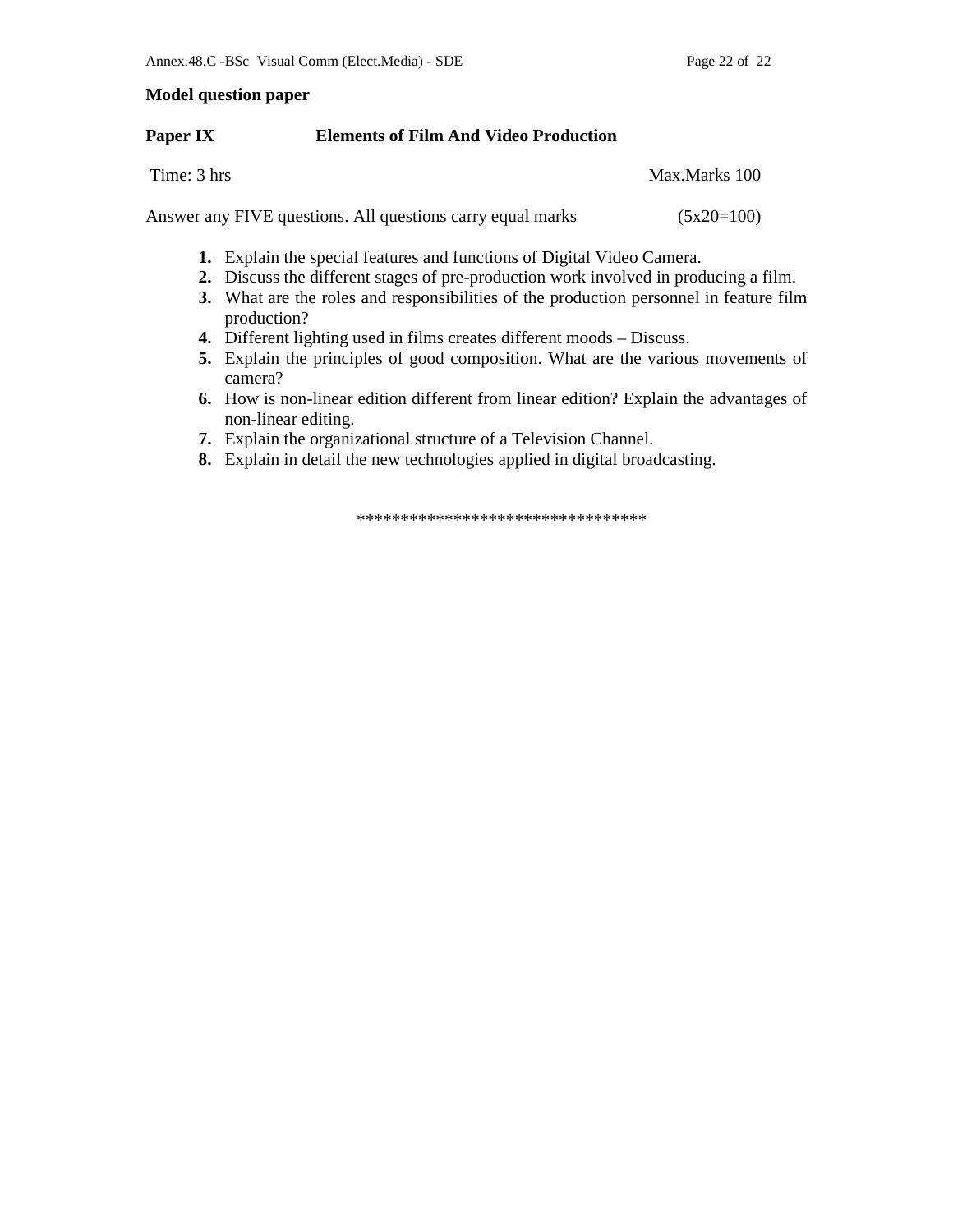**Model question paper**

**Paper IX Elements of Film And Video Production**

Time: 3 hrs Max.Marks 100

Answer any FIVE questions. All questions carry equal marks (5x20=100)

1. Explain the special features and functions of Digital Video Camera.
2. Discuss the different stages of pre-production work involved in producing a film.
3. What are the roles and responsibilities of the production personnel in feature film production?
4. Different lighting used in films creates different moods – Discuss.
5. Explain the principles of good composition. What are the various movements of camera?
6. How is non-linear edition different from linear edition? Explain the advantages of non-linear editing.
7. Explain the organizational structure of a Television Channel.
8. Explain in detail the new technologies applied in digital broadcasting.

********************************